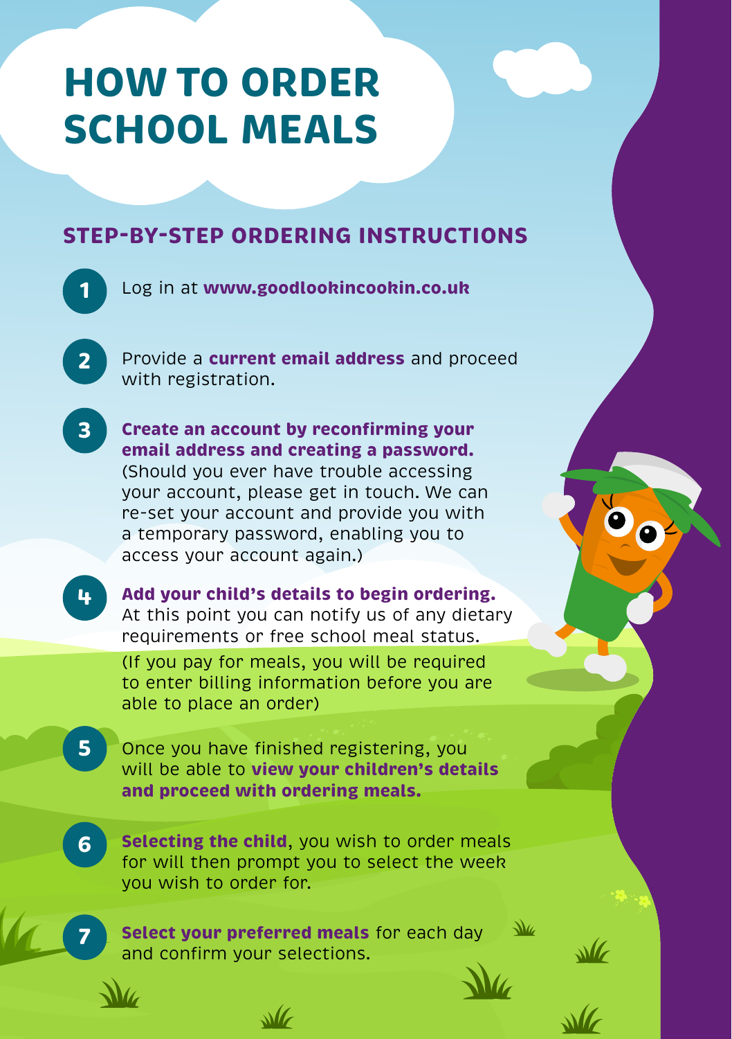# HOW TO ORDER SCHOOL MEALS

## STEP-BY-STEP ORDERING INSTRUCTIONS

1. Log in at **www.goodlookincookin.co.uk**

2. Provide a **current email address** and proceed with registration.

3. **Create an account by reconfirming your email address and creating a password.** (Should you ever have trouble accessing your account, please get in touch. We can re-set your account and provide you with a temporary password, enabling you to access your account again.)

4. **Add your child's details to begin ordering.** At this point you can notify us of any dietary requirements or free school meal status.
   (If you pay for meals, you will be required to enter billing information before you are able to place an order)

5. Once you have finished registering, you will be able to **view your children's details and proceed with ordering meals.**

6. **Selecting the child**, you wish to order meals for will then prompt you to select the week you wish to order for.

7. **Select your preferred meals** for each day and confirm your selections.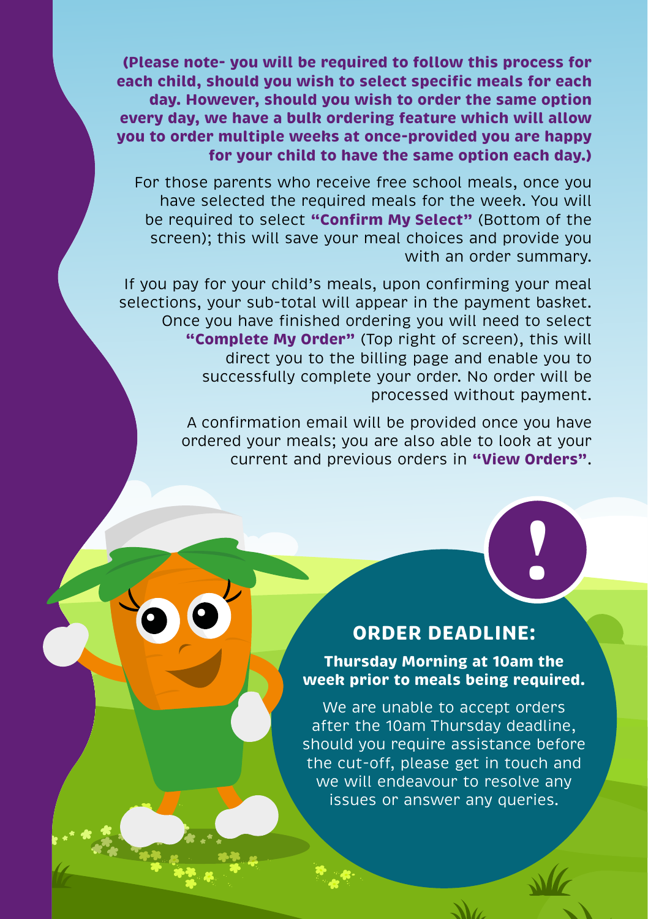**(Please note- you will be required to follow this process for each child, should you wish to select specific meals for each day. However, should you wish to order the same option every day, we have a bulk ordering feature which will allow you to order multiple weeks at once-provided you are happy for your child to have the same option each day.)**

For those parents who receive free school meals, once you have selected the required meals for the week. You will be required to select **"Confirm My Select"** (Bottom of the screen); this will save your meal choices and provide you with an order summary.

If you pay for your child's meals, upon confirming your meal selections, your sub-total will appear in the payment basket. Once you have finished ordering you will need to select **"Complete My Order"** (Top right of screen), this will direct you to the billing page and enable you to successfully complete your order. No order will be processed without payment.

A confirmation email will be provided once you have ordered your meals; you are also able to look at your current and previous orders in **"View Orders"**.

## ORDER DEADLINE:

**Thursday Morning at 10am the week prior to meals being required.**

We are unable to accept orders after the 10am Thursday deadline, should you require assistance before the cut-off, please get in touch and we will endeavour to resolve any issues or answer any queries.